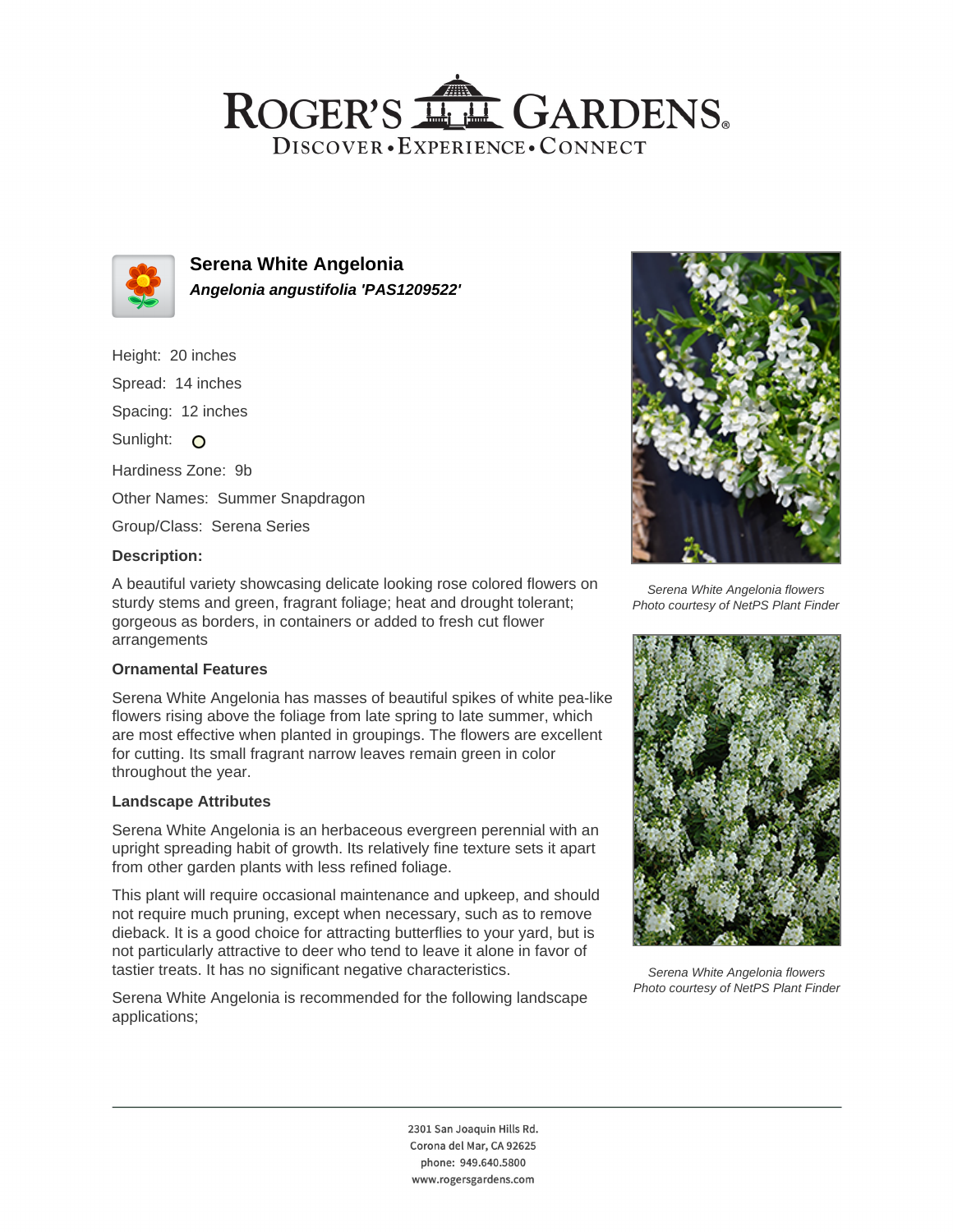# ROGER'S GARDENS

DISCOVER • EXPERIENCE • CONNECT

## Serena White Angelonia

***Angelonia angustifolia 'PAS1209522'***

Height: 20 inches

Spread: 14 inches

Spacing: 12 inches

Sunlight: O

Hardiness Zone: 9b

Other Names: Summer Snapdragon

Group/Class: Serena Series

### Description:

A beautiful variety showcasing delicate looking rose colored flowers on sturdy stems and green, fragrant foliage; heat and drought tolerant; gorgeous as borders, in containers or added to fresh cut flower arrangements

### Ornamental Features

Serena White Angelonia has masses of beautiful spikes of white pea-like flowers rising above the foliage from late spring to late summer, which are most effective when planted in groupings. The flowers are excellent for cutting. Its small fragrant narrow leaves remain green in color throughout the year.

### Landscape Attributes

Serena White Angelonia is an herbaceous evergreen perennial with an upright spreading habit of growth. Its relatively fine texture sets it apart from other garden plants with less refined foliage.

This plant will require occasional maintenance and upkeep, and should not require much pruning, except when necessary, such as to remove dieback. It is a good choice for attracting butterflies to your yard, but is not particularly attractive to deer who tend to leave it alone in favor of tastier treats. It has no significant negative characteristics.

Serena White Angelonia is recommended for the following landscape applications;

*Serena White Angelonia flowers*
*Photo courtesy of NetPS Plant Finder*

*Serena White Angelonia flowers*
*Photo courtesy of NetPS Plant Finder*

2301 San Joaquin Hills Rd.
Corona del Mar, CA 92625
phone: 949.640.5800
www.rogersgardens.com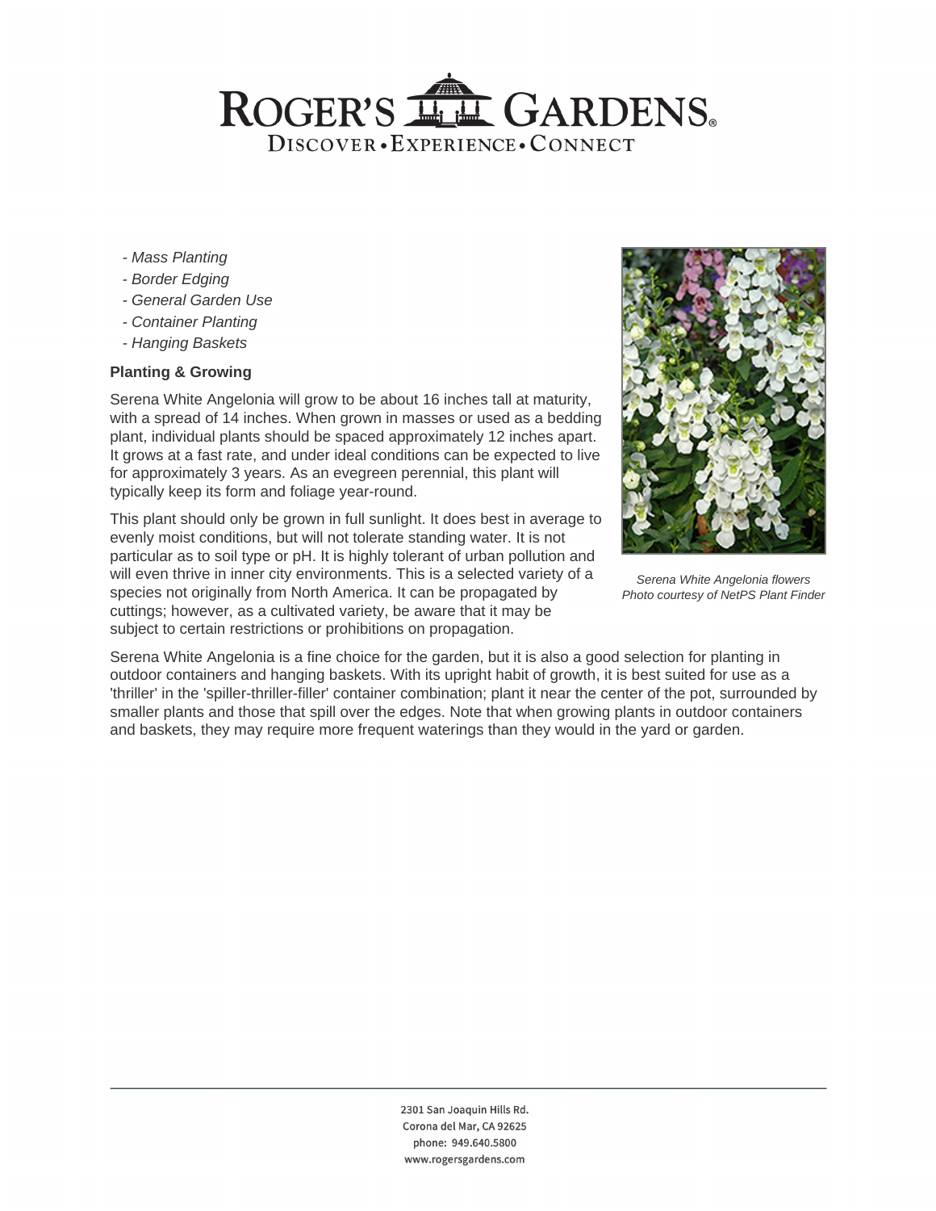- *Mass Planting*
- *Border Edging*
- *General Garden Use*
- *Container Planting*
- *Hanging Baskets*

**Planting & Growing**

Serena White Angelonia will grow to be about 16 inches tall at maturity, with a spread of 14 inches. When grown in masses or used as a bedding plant, individual plants should be spaced approximately 12 inches apart. It grows at a fast rate, and under ideal conditions can be expected to live for approximately 3 years. As an evegreen perennial, this plant will typically keep its form and foliage year-round.

This plant should only be grown in full sunlight. It does best in average to evenly moist conditions, but will not tolerate standing water. It is not particular as to soil type or pH. It is highly tolerant of urban pollution and will even thrive in inner city environments. This is a selected variety of a species not originally from North America. It can be propagated by cuttings; however, as a cultivated variety, be aware that it may be subject to certain restrictions or prohibitions on propagation.

*Serena White Angelonia flowers*
*Photo courtesy of NetPS Plant Finder*

Serena White Angelonia is a fine choice for the garden, but it is also a good selection for planting in outdoor containers and hanging baskets. With its upright habit of growth, it is best suited for use as a 'thriller' in the 'spiller-thriller-filler' container combination; plant it near the center of the pot, surrounded by smaller plants and those that spill over the edges. Note that when growing plants in outdoor containers and baskets, they may require more frequent waterings than they would in the yard or garden.